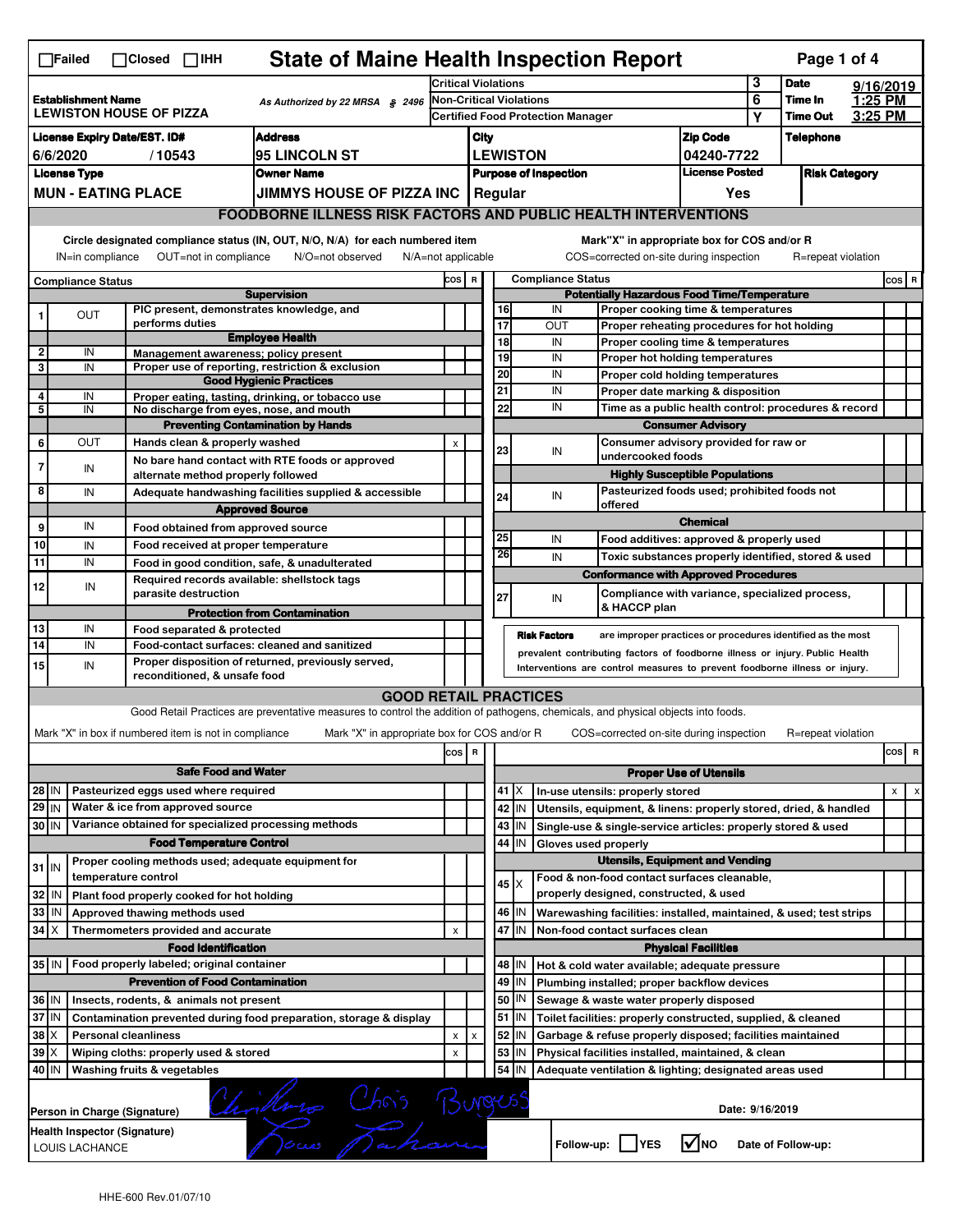☐Failed ☐Closed ☐IHH

# State of Maine Health Inspection Report

| Establishment Name | As Authorized by 22 MRSA § 2496 | Critical Violations | 3 | Date | 9/16/2019 |
|---|---|---|---|---|---|
| LEWISTON HOUSE OF PIZZA | | Non-Critical Violations | 6 | Time In | 1:25 PM |
| | | Certified Food Protection Manager | Y | Time Out | 3:25 PM |

| License Expiry Date/EST. ID# | Address | City | Zip Code | Telephone |
|---|---|---|---|---|
| 6/6/2020 / 10543 | 95 LINCOLN ST | LEWISTON | 04240-7722 | |

| License Type | Owner Name | Purpose of Inspection | License Posted | Risk Category |
|---|---|---|---|---|
| MUN - EATING PLACE | JIMMYS HOUSE OF PIZZA INC | Regular | Yes | |

## FOODBORNE ILLNESS RISK FACTORS AND PUBLIC HEALTH INTERVENTIONS

Circle designated compliance status (IN, OUT, N/O, N/A) for each numbered item
IN=in compliance OUT=not in compliance N/O=not observed N/A=not applicable

Mark"X" in appropriate box for COS and/or R
COS=corrected on-site during inspection R=repeat violation

| # | Compliance Status | | COS | R |
|---|---|---|---|---|
| | | **Supervision** | | |
| 1 | OUT | PIC present, demonstrates knowledge, and performs duties | | |
| | | **Employee Health** | | |
| 2 | IN | Management awareness; policy present | | |
| 3 | IN | Proper use of reporting, restriction & exclusion | | |
| | | **Good Hygienic Practices** | | |
| 4 | IN | Proper eating, tasting, drinking, or tobacco use | | |
| 5 | IN | No discharge from eyes, nose, and mouth | | |
| | | **Preventing Contamination by Hands** | | |
| 6 | OUT | Hands clean & properly washed | x | |
| 7 | IN | No bare hand contact with RTE foods or approved alternate method properly followed | | |
| 8 | IN | Adequate handwashing facilities supplied & accessible | | |
| | | **Approved Source** | | |
| 9 | IN | Food obtained from approved source | | |
| 10 | IN | Food received at proper temperature | | |
| 11 | IN | Food in good condition, safe, & unadulterated | | |
| 12 | IN | Required records available: shellstock tags parasite destruction | | |
| | | **Protection from Contamination** | | |
| 13 | IN | Food separated & protected | | |
| 14 | IN | Food-contact surfaces: cleaned and sanitized | | |
| 15 | IN | Proper disposition of returned, previously served, reconditioned, & unsafe food | | |

| # | Compliance Status | | COS | R |
|---|---|---|---|---|
| | | **Potentially Hazardous Food Time/Temperature** | | |
| 16 | IN | Proper cooking time & temperatures | | |
| 17 | OUT | Proper reheating procedures for hot holding | | |
| 18 | IN | Proper cooling time & temperatures | | |
| 19 | IN | Proper hot holding temperatures | | |
| 20 | IN | Proper cold holding temperatures | | |
| 21 | IN | Proper date marking & disposition | | |
| 22 | IN | Time as a public health control: procedures & record | | |
| | | **Consumer Advisory** | | |
| 23 | IN | Consumer advisory provided for raw or undercooked foods | | |
| | | **Highly Susceptible Populations** | | |
| 24 | IN | Pasteurized foods used; prohibited foods not offered | | |
| | | **Chemical** | | |
| 25 | IN | Food additives: approved & properly used | | |
| 26 | IN | Toxic substances properly identified, stored & used | | |
| | | **Conformance with Approved Procedures** | | |
| 27 | IN | Compliance with variance, specialized process, & HACCP plan | | |

**Risk Factors** are improper practices or procedures identified as the most prevalent contributing factors of foodborne illness or injury. Public Health Interventions are control measures to prevent foodborne illness or injury.

## GOOD RETAIL PRACTICES

Good Retail Practices are preventative measures to control the addition of pathogens, chemicals, and physical objects into foods.

Mark "X" in box if numbered item is not in compliance Mark "X" in appropriate box for COS and/or R COS=corrected on-site during inspection R=repeat violation

| # | | | COS | R |
|---|---|---|---|---|
| | | **Safe Food and Water** | | |
| 28 | IN | Pasteurized eggs used where required | | |
| 29 | IN | Water & ice from approved source | | |
| 30 | IN | Variance obtained for specialized processing methods | | |
| | | **Food Temperature Control** | | |
| 31 | IN | Proper cooling methods used; adequate equipment for temperature control | | |
| 32 | IN | Plant food properly cooked for hot holding | | |
| 33 | IN | Approved thawing methods used | | |
| 34 | X | Thermometers provided and accurate | x | |
| | | **Food Identification** | | |
| 35 | IN | Food properly labeled; original container | | |
| | | **Prevention of Food Contamination** | | |
| 36 | IN | Insects, rodents, & animals not present | | |
| 37 | IN | Contamination prevented during food preparation, storage & display | | |
| 38 | X | Personal cleanliness | x | x |
| 39 | X | Wiping cloths: properly used & stored | x | |
| 40 | IN | Washing fruits & vegetables | | |

| # | | | COS | R |
|---|---|---|---|---|
| | | **Proper Use of Utensils** | | |
| 41 | X | In-use utensils: properly stored | x | x |
| 42 | IN | Utensils, equipment, & linens: properly stored, dried, & handled | | |
| 43 | IN | Single-use & single-service articles: properly stored & used | | |
| 44 | IN | Gloves used properly | | |
| | | **Utensils, Equipment and Vending** | | |
| 45 | X | Food & non-food contact surfaces cleanable, properly designed, constructed, & used | | |
| 46 | IN | Warewashing facilities: installed, maintained, & used; test strips | | |
| 47 | IN | Non-food contact surfaces clean | | |
| | | **Physical Facilities** | | |
| 48 | IN | Hot & cold water available; adequate pressure | | |
| 49 | IN | Plumbing installed; proper backflow devices | | |
| 50 | IN | Sewage & waste water properly disposed | | |
| 51 | IN | Toilet facilities: properly constructed, supplied, & cleaned | | |
| 52 | IN | Garbage & refuse properly disposed; facilities maintained | | |
| 53 | IN | Physical facilities installed, maintained, & clean | | |
| 54 | IN | Adequate ventilation & lighting; designated areas used | | |

Person in Charge (Signature): Chris Burgess Date: 9/16/2019

Health Inspector (Signature): LOUIS LACHANCE

Follow-up: ☐ YES ☑ NO Date of Follow-up:

HHE-600 Rev.01/07/10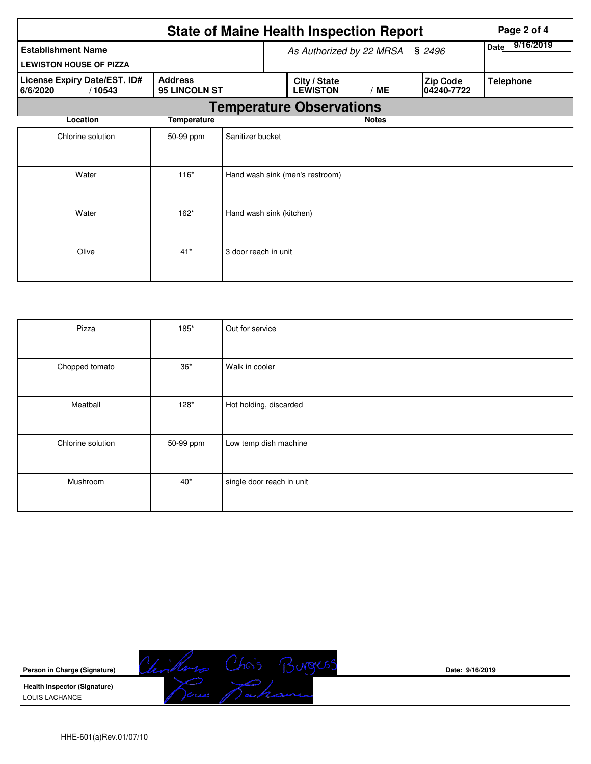# State of Maine Health Inspection Report

| **Establishment Name** | *As Authorized by 22 MRSA § 2496* | | **Date** 9/16/2019 |
|---|---|---|---|
| **LEWISTON HOUSE OF PIZZA** | | | |

| **License Expiry Date/EST. ID#** | **Address** | **City / State** | **Zip Code** | **Telephone** |
|---|---|---|---|---|
| **6/6/2020 / 10543** | **95 LINCOLN ST** | **LEWISTON / ME** | **04240-7722** | |

## Temperature Observations

| Location | Temperature | Notes |
|---|---|---|
| Chlorine solution | 50-99 ppm | Sanitizer bucket |
| Water | 116* | Hand wash sink (men's restroom) |
| Water | 162* | Hand wash sink (kitchen) |
| Olive | 41* | 3 door reach in unit |
| Pizza | 185* | Out for service |
| Chopped tomato | 36* | Walk in cooler |
| Meatball | 128* | Hot holding, discarded |
| Chlorine solution | 50-99 ppm | Low temp dish machine |
| Mushroom | 40* | single door reach in unit |

**Person in Charge (Signature)** Chris Burgess **Date:** 9/16/2019

**Health Inspector (Signature)**
LOUIS LACHANCE

HHE-601(a)Rev.01/07/10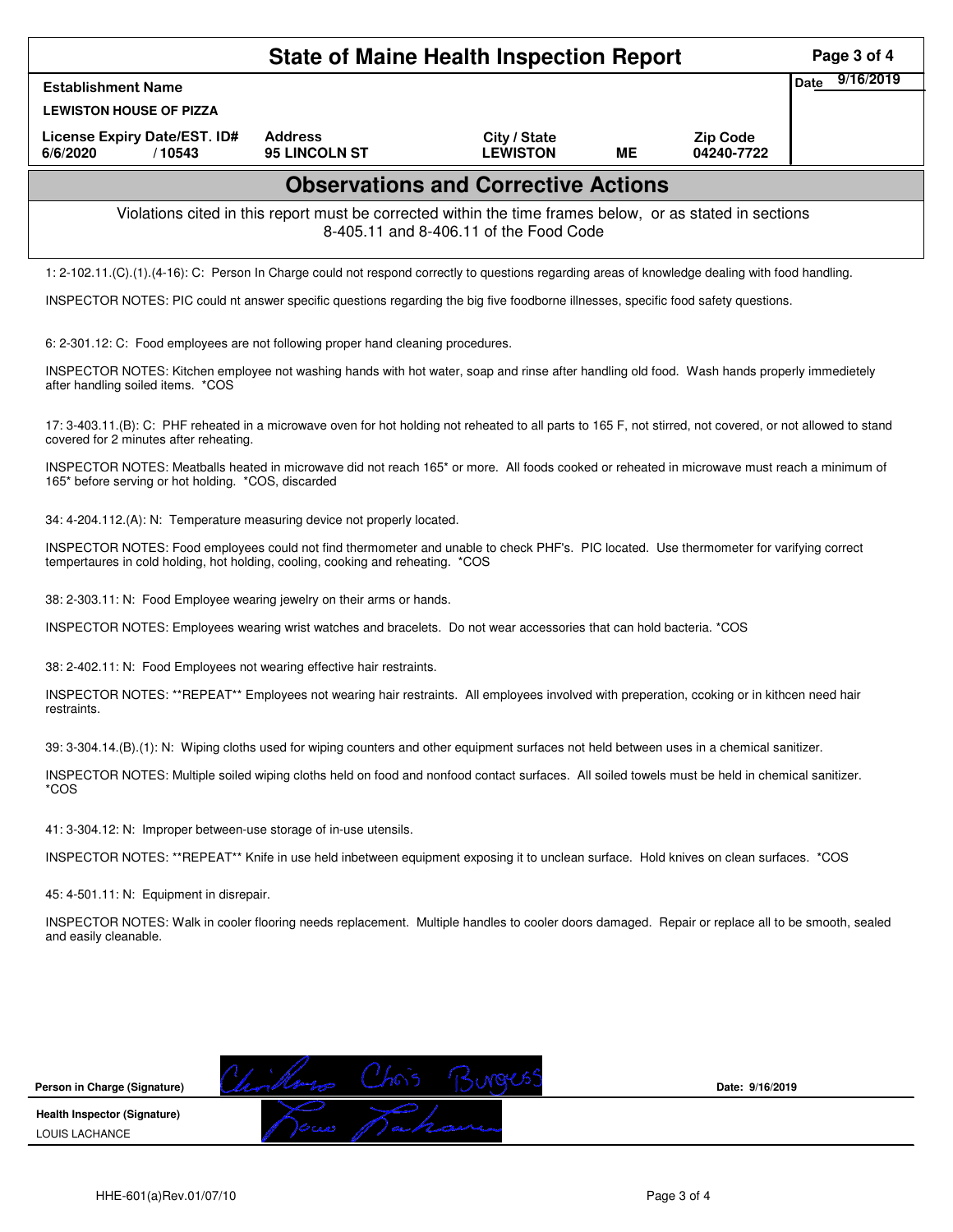# State of Maine Health Inspection Report

| Establishment Name | | | | | Date 9/16/2019 |
|---|---|---|---|---|---|
| LEWISTON HOUSE OF PIZZA | | | | | |
| License Expiry Date/EST. ID# | Address | City / State | | Zip Code | |
| 6/6/2020 / 10543 | 95 LINCOLN ST | LEWISTON | ME | 04240-7722 | |

## Observations and Corrective Actions

Violations cited in this report must be corrected within the time frames below, or as stated in sections 8-405.11 and 8-406.11 of the Food Code

1: 2-102.11.(C).(1).(4-16): C: Person In Charge could not respond correctly to questions regarding areas of knowledge dealing with food handling.

INSPECTOR NOTES: PIC could nt answer specific questions regarding the big five foodborne illnesses, specific food safety questions.

6: 2-301.12: C: Food employees are not following proper hand cleaning procedures.

INSPECTOR NOTES: Kitchen employee not washing hands with hot water, soap and rinse after handling old food. Wash hands properly immedietely after handling soiled items. *COS

17: 3-403.11.(B): C: PHF reheated in a microwave oven for hot holding not reheated to all parts to 165 F, not stirred, not covered, or not allowed to stand covered for 2 minutes after reheating.

INSPECTOR NOTES: Meatballs heated in microwave did not reach 165* or more. All foods cooked or reheated in microwave must reach a minimum of 165* before serving or hot holding. *COS, discarded

34: 4-204.112.(A): N: Temperature measuring device not properly located.

INSPECTOR NOTES: Food employees could not find thermometer and unable to check PHF's. PIC located. Use thermometer for varifying correct tempertaures in cold holding, hot holding, cooling, cooking and reheating. *COS

38: 2-303.11: N: Food Employee wearing jewelry on their arms or hands.

INSPECTOR NOTES: Employees wearing wrist watches and bracelets. Do not wear accessories that can hold bacteria. *COS

38: 2-402.11: N: Food Employees not wearing effective hair restraints.

INSPECTOR NOTES: **REPEAT** Employees not wearing hair restraints. All employees involved with preperation, ccoking or in kithcen need hair restraints.

39: 3-304.14.(B).(1): N: Wiping cloths used for wiping counters and other equipment surfaces not held between uses in a chemical sanitizer.

INSPECTOR NOTES: Multiple soiled wiping cloths held on food and nonfood contact surfaces. All soiled towels must be held in chemical sanitizer. *COS

41: 3-304.12: N: Improper between-use storage of in-use utensils.

INSPECTOR NOTES: **REPEAT** Knife in use held inbetween equipment exposing it to unclean surface. Hold knives on clean surfaces. *COS

45: 4-501.11: N: Equipment in disrepair.

INSPECTOR NOTES: Walk in cooler flooring needs replacement. Multiple handles to cooler doors damaged. Repair or replace all to be smooth, sealed and easily cleanable.

| | | |
|---|---|---|
| Person in Charge (Signature) | Chris Burgess | Date: 9/16/2019 |
| Health Inspector (Signature) LOUIS LACHANCE | Louis Lachance | |

HHE-601(a)Rev.01/07/10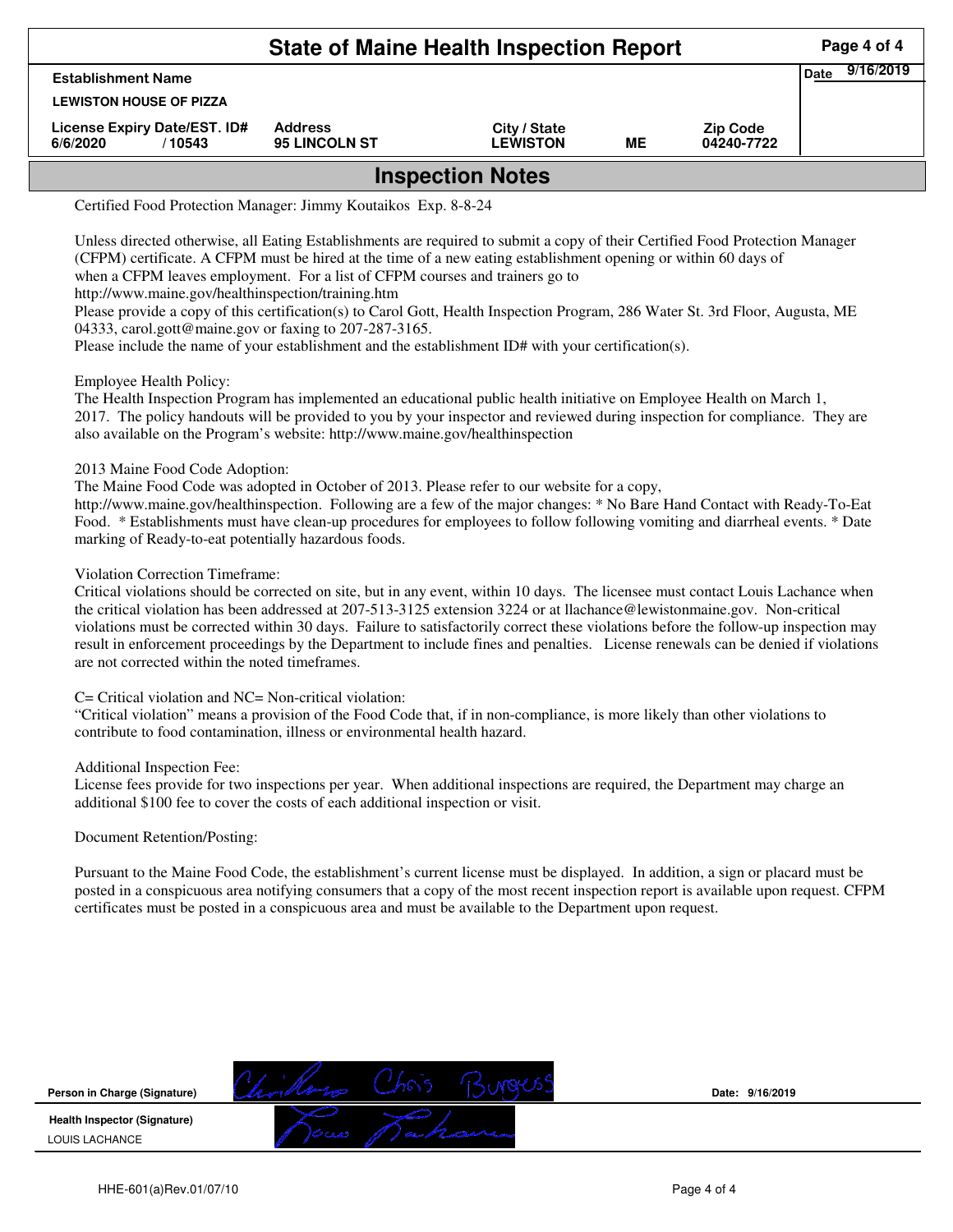# State of Maine Health Inspection Report

| Establishment Name | | | | | Date 9/16/2019 |
| --- | --- | --- | --- | --- | --- |
| LEWISTON HOUSE OF PIZZA | | | | | |
| License Expiry Date/EST. ID# | Address | City / State | | Zip Code | |
| 6/6/2020 / 10543 | 95 LINCOLN ST | LEWISTON | ME | 04240-7722 | |

## Inspection Notes

Certified Food Protection Manager: Jimmy Koutaikos Exp. 8-8-24

Unless directed otherwise, all Eating Establishments are required to submit a copy of their Certified Food Protection Manager (CFPM) certificate. A CFPM must be hired at the time of a new eating establishment opening or within 60 days of when a CFPM leaves employment. For a list of CFPM courses and trainers go to http://www.maine.gov/healthinspection/training.htm
Please provide a copy of this certification(s) to Carol Gott, Health Inspection Program, 286 Water St. 3rd Floor, Augusta, ME 04333, carol.gott@maine.gov or faxing to 207-287-3165.
Please include the name of your establishment and the establishment ID# with your certification(s).

Employee Health Policy:
The Health Inspection Program has implemented an educational public health initiative on Employee Health on March 1, 2017. The policy handouts will be provided to you by your inspector and reviewed during inspection for compliance. They are also available on the Program's website: http://www.maine.gov/healthinspection

2013 Maine Food Code Adoption:
The Maine Food Code was adopted in October of 2013. Please refer to our website for a copy, http://www.maine.gov/healthinspection. Following are a few of the major changes: * No Bare Hand Contact with Ready-To-Eat Food. * Establishments must have clean-up procedures for employees to follow following vomiting and diarrheal events. * Date marking of Ready-to-eat potentially hazardous foods.

Violation Correction Timeframe:
Critical violations should be corrected on site, but in any event, within 10 days. The licensee must contact Louis Lachance when the critical violation has been addressed at 207-513-3125 extension 3224 or at llachance@lewistonmaine.gov. Non-critical violations must be corrected within 30 days. Failure to satisfactorily correct these violations before the follow-up inspection may result in enforcement proceedings by the Department to include fines and penalties. License renewals can be denied if violations are not corrected within the noted timeframes.

C= Critical violation and NC= Non-critical violation:
"Critical violation" means a provision of the Food Code that, if in non-compliance, is more likely than other violations to contribute to food contamination, illness or environmental health hazard.

Additional Inspection Fee:
License fees provide for two inspections per year. When additional inspections are required, the Department may charge an additional $100 fee to cover the costs of each additional inspection or visit.

Document Retention/Posting:

Pursuant to the Maine Food Code, the establishment's current license must be displayed. In addition, a sign or placard must be posted in a conspicuous area notifying consumers that a copy of the most recent inspection report is available upon request. CFPM certificates must be posted in a conspicuous area and must be available to the Department upon request.

**Person in Charge (Signature)** Chris Burgess — Date: 9/16/2019

**Health Inspector (Signature)**
LOUIS LACHANCE

HHE-601(a)Rev.01/07/10